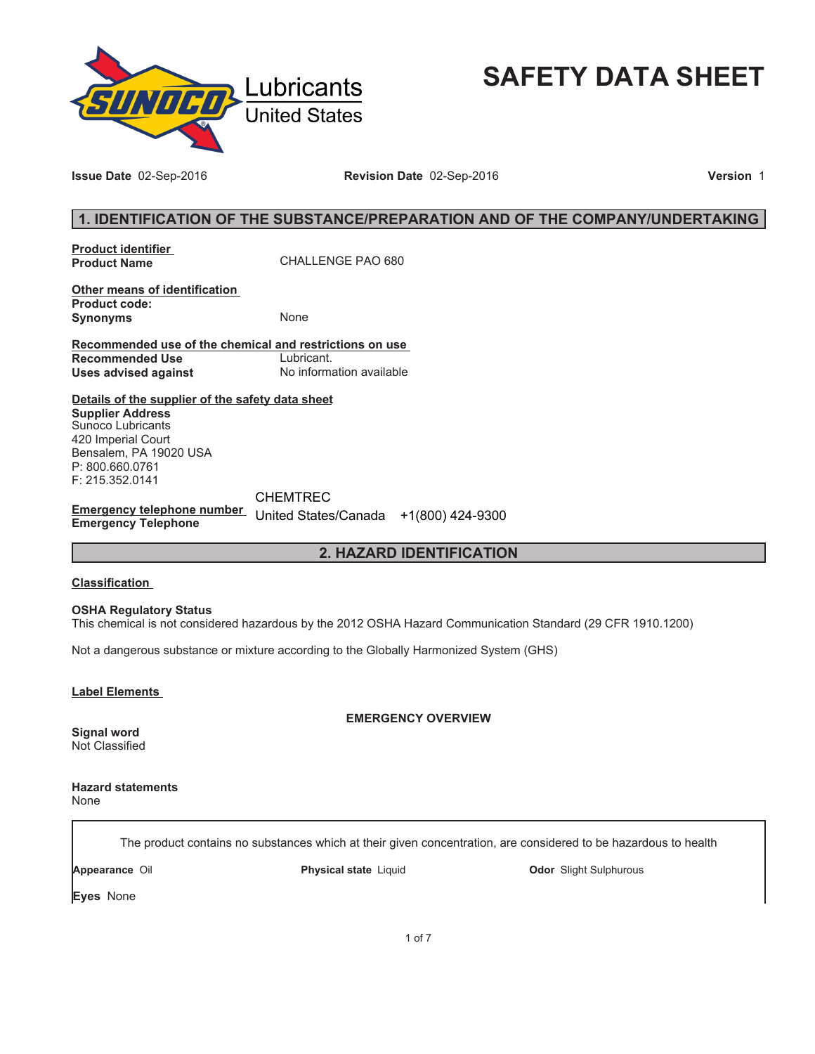Sunoco Lubricants United States

# SAFETY DATA SHEET

**Issue Date** 02-Sep-2016 **Revision Date** 02-Sep-2016 **Version** 1

## 1. IDENTIFICATION OF THE SUBSTANCE/PREPARATION AND OF THE COMPANY/UNDERTAKING

**Product identifier**

**Product Name** CHALLENGE PAO 680

**Other means of identification**

**Product code:**

**Synonyms** None

**Recommended use of the chemical and restrictions on use**

**Recommended Use** Lubricant.

**Uses advised against** No information available

**Details of the supplier of the safety data sheet**

**Supplier Address**
Sunoco Lubricants
420 Imperial Court
Bensalem, PA 19020 USA
P: 800.660.0761
F: 215.352.0141

**Emergency telephone number**

**Emergency Telephone** CHEMTREC United States/Canada +1(800) 424-9300

## 2. HAZARD IDENTIFICATION

**Classification**

**OSHA Regulatory Status**
This chemical is not considered hazardous by the 2012 OSHA Hazard Communication Standard (29 CFR 1910.1200)

Not a dangerous substance or mixture according to the Globally Harmonized System (GHS)

**Label Elements**

**EMERGENCY OVERVIEW**

**Signal word**
Not Classified

**Hazard statements**
None

The product contains no substances which at their given concentration, are considered to be hazardous to health

**Appearance** Oil **Physical state** Liquid **Odor** Slight Sulphurous

**Eyes** None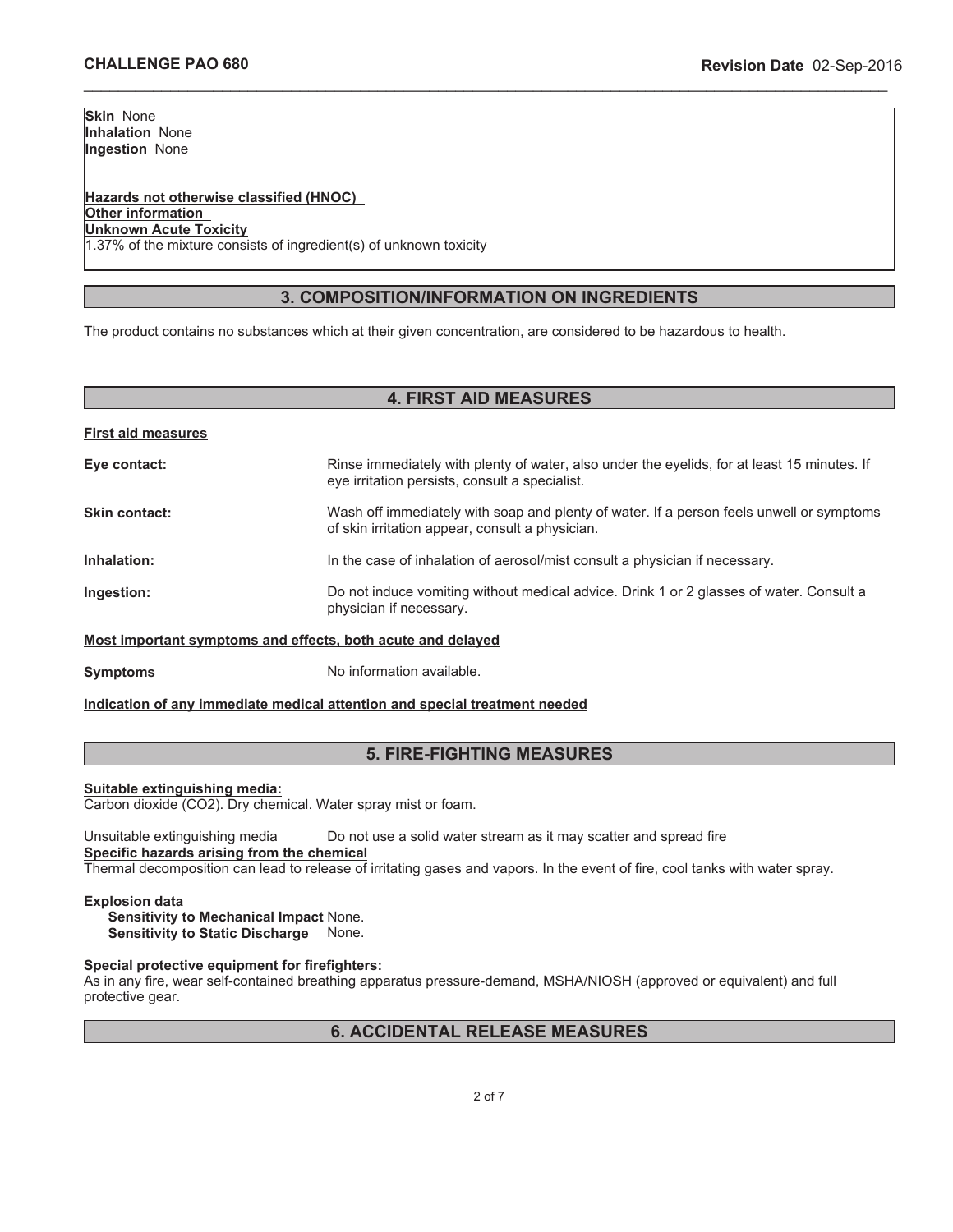**Skin** None
**Inhalation** None
**Ingestion** None

**Hazards not otherwise classified (HNOC)**
**Other information**
**Unknown Acute Toxicity**
1.37% of the mixture consists of ingredient(s) of unknown toxicity

## 3. COMPOSITION/INFORMATION ON INGREDIENTS

The product contains no substances which at their given concentration, are considered to be hazardous to health.

## 4. FIRST AID MEASURES

**First aid measures**

**Eye contact:** Rinse immediately with plenty of water, also under the eyelids, for at least 15 minutes. If eye irritation persists, consult a specialist.

**Skin contact:** Wash off immediately with soap and plenty of water. If a person feels unwell or symptoms of skin irritation appear, consult a physician.

**Inhalation:** In the case of inhalation of aerosol/mist consult a physician if necessary.

**Ingestion:** Do not induce vomiting without medical advice. Drink 1 or 2 glasses of water. Consult a physician if necessary.

**Most important symptoms and effects, both acute and delayed**

**Symptoms** No information available.

**Indication of any immediate medical attention and special treatment needed**

## 5. FIRE-FIGHTING MEASURES

**Suitable extinguishing media:**
Carbon dioxide ($CO_2$). Dry chemical. Water spray mist or foam.

Unsuitable extinguishing media Do not use a solid water stream as it may scatter and spread fire

**Specific hazards arising from the chemical**
Thermal decomposition can lead to release of irritating gases and vapors. In the event of fire, cool tanks with water spray.

**Explosion data**
**Sensitivity to Mechanical Impact** None.
**Sensitivity to Static Discharge** None.

**Special protective equipment for firefighters:**
As in any fire, wear self-contained breathing apparatus pressure-demand, MSHA/NIOSH (approved or equivalent) and full protective gear.

## 6. ACCIDENTAL RELEASE MEASURES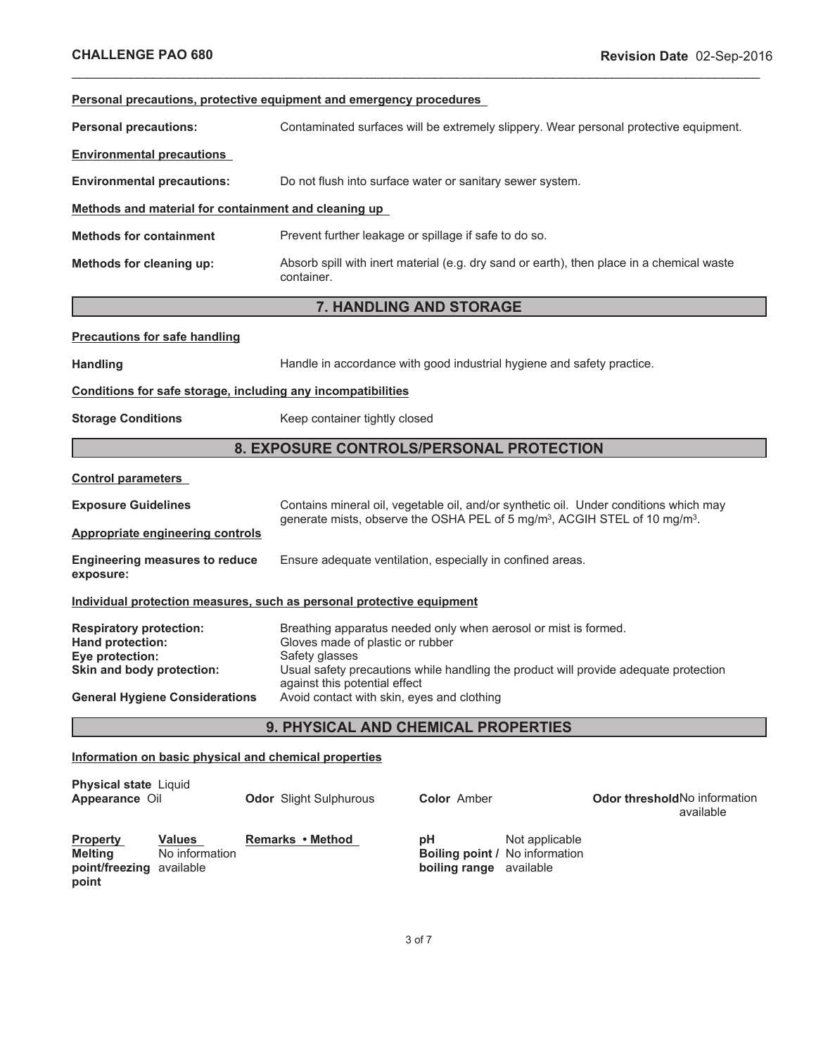**Personal precautions, protective equipment and emergency procedures**

**Personal precautions:** Contaminated surfaces will be extremely slippery. Wear personal protective equipment.

**Environmental precautions**

**Environmental precautions:** Do not flush into surface water or sanitary sewer system.

**Methods and material for containment and cleaning up**

**Methods for containment** Prevent further leakage or spillage if safe to do so.

**Methods for cleaning up:** Absorb spill with inert material (e.g. dry sand or earth), then place in a chemical waste container.

## 7. HANDLING AND STORAGE

**Precautions for safe handling**

**Handling** Handle in accordance with good industrial hygiene and safety practice.

**Conditions for safe storage, including any incompatibilities**

**Storage Conditions** Keep container tightly closed

## 8. EXPOSURE CONTROLS/PERSONAL PROTECTION

**Control parameters**

**Exposure Guidelines** Contains mineral oil, vegetable oil, and/or synthetic oil. Under conditions which may generate mists, observe the OSHA PEL of 5 mg/m$^3$, ACGIH STEL of 10 mg/m$^3$.

**Appropriate engineering controls**

**Engineering measures to reduce exposure:** Ensure adequate ventilation, especially in confined areas.

**Individual protection measures, such as personal protective equipment**

**Respiratory protection:** Breathing apparatus needed only when aerosol or mist is formed.
**Hand protection:** Gloves made of plastic or rubber
**Eye protection:** Safety glasses
**Skin and body protection:** Usual safety precautions while handling the product will provide adequate protection against this potential effect
**General Hygiene Considerations** Avoid contact with skin, eyes and clothing

## 9. PHYSICAL AND CHEMICAL PROPERTIES

**Information on basic physical and chemical properties**

**Physical state** Liquid
**Appearance** Oil | **Odor** Slight Sulphurous | **Color** Amber | **Odor threshold** No information available

| Property | Values | Remarks • Method |
|---|---|---|
| Melting point/freezing point | No information available | |
| pH | Not applicable | |
| Boiling point / boiling range | No information available | |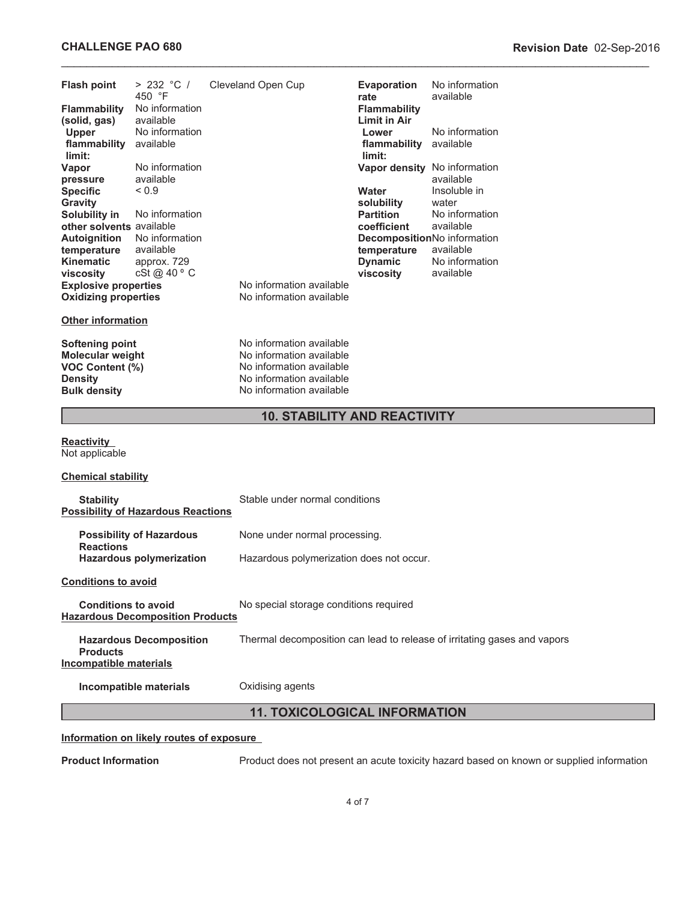| Property | Value | Method | Property | Value |
|---|---|---|---|---|
| **Flash point** | > 232 °C / 450 °F | Cleveland Open Cup | **Evaporation rate** | No information available |
| **Flammability (solid, gas)** | No information available | | **Flammability Limit in Air** | |
| **Upper flammability limit:** | No information available | | **Lower flammability limit:** | No information available |
| **Vapor pressure** | No information available | | **Vapor density** | No information available |
| **Specific Gravity** | < 0.9 | | **Water solubility** | Insoluble in water |
| **Solubility in other solvents** | No information available | | **Partition coefficient** | No information available |
| **Autoignition temperature** | No information available | | **Decomposition temperature** | No information available |
| **Kinematic viscosity** | approx. 729 cSt @ 40 ° C | | **Dynamic viscosity** | No information available |
| **Explosive properties** | | No information available | | |
| **Oxidizing properties** | | No information available | | |

**Other information**

| | |
|---|---|
| **Softening point** | No information available |
| **Molecular weight** | No information available |
| **VOC Content (%)** | No information available |
| **Density** | No information available |
| **Bulk density** | No information available |

## 10. STABILITY AND REACTIVITY

**Reactivity**
Not applicable

**Chemical stability**

**Stability** Stable under normal conditions

**Possibility of Hazardous Reactions**

**Possibility of Hazardous Reactions** None under normal processing.

**Hazardous polymerization** Hazardous polymerization does not occur.

**Conditions to avoid**

**Conditions to avoid** No special storage conditions required

**Hazardous Decomposition Products**

**Hazardous Decomposition Products** Thermal decomposition can lead to release of irritating gases and vapors

**Incompatible materials**

**Incompatible materials** Oxidising agents

## 11. TOXICOLOGICAL INFORMATION

**Information on likely routes of exposure**

**Product Information** Product does not present an acute toxicity hazard based on known or supplied information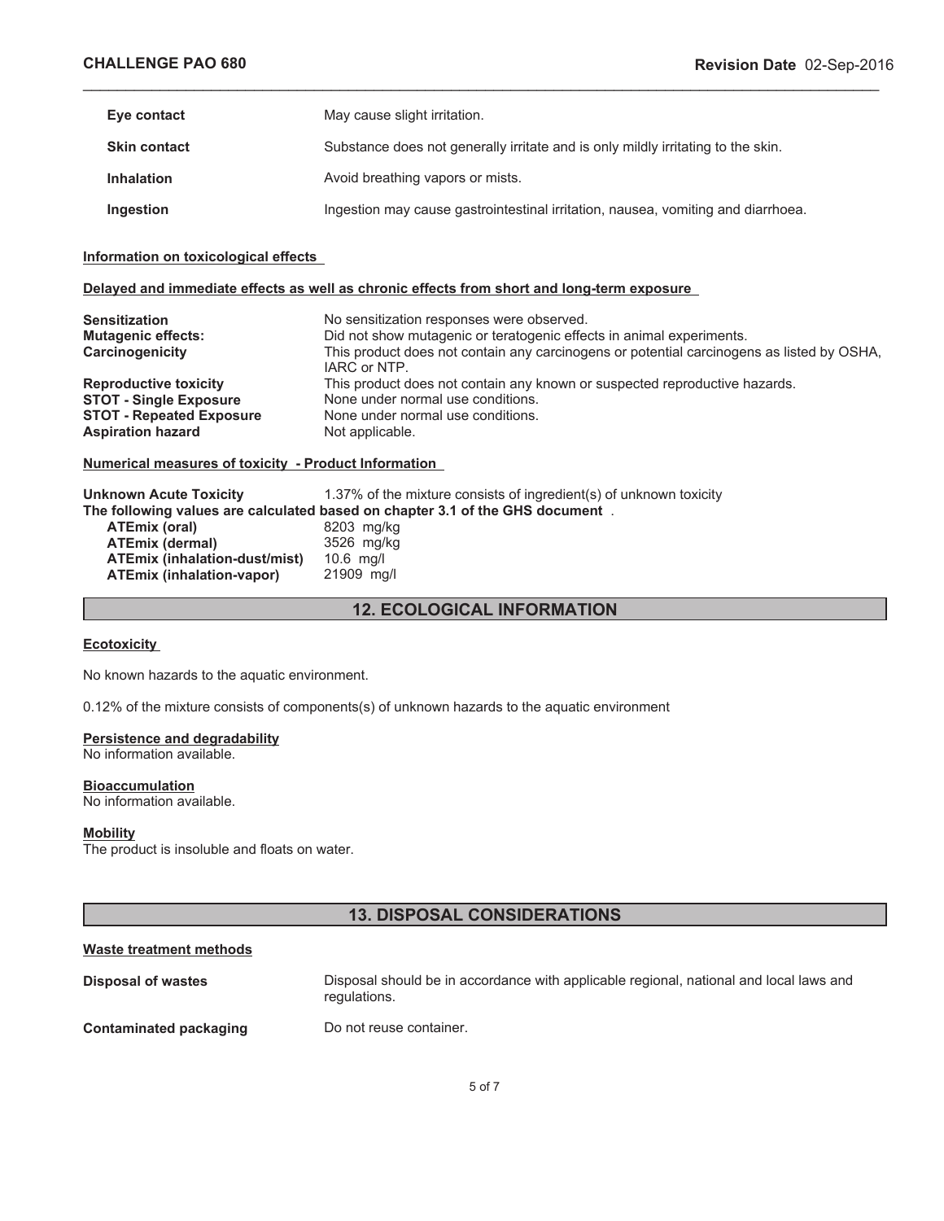| | |
|---|---|
| **Eye contact** | May cause slight irritation. |
| **Skin contact** | Substance does not generally irritate and is only mildly irritating to the skin. |
| **Inhalation** | Avoid breathing vapors or mists. |
| **Ingestion** | Ingestion may cause gastrointestinal irritation, nausea, vomiting and diarrhoea. |

**Information on toxicological effects**

**Delayed and immediate effects as well as chronic effects from short and long-term exposure**

| | |
|---|---|
| **Sensitization** | No sensitization responses were observed. |
| **Mutagenic effects:** | Did not show mutagenic or teratogenic effects in animal experiments. |
| **Carcinogenicity** | This product does not contain any carcinogens or potential carcinogens as listed by OSHA, IARC or NTP. |
| **Reproductive toxicity** | This product does not contain any known or suspected reproductive hazards. |
| **STOT - Single Exposure** | None under normal use conditions. |
| **STOT - Repeated Exposure** | None under normal use conditions. |
| **Aspiration hazard** | Not applicable. |

**Numerical measures of toxicity - Product Information**

**Unknown Acute Toxicity** 1.37% of the mixture consists of ingredient(s) of unknown toxicity

**The following values are calculated based on chapter 3.1 of the GHS document** .

| | |
|---|---|
| **ATEmix (oral)** | 8203 mg/kg |
| **ATEmix (dermal)** | 3526 mg/kg |
| **ATEmix (inhalation-dust/mist)** | 10.6 mg/l |
| **ATEmix (inhalation-vapor)** | 21909 mg/l |

## 12. ECOLOGICAL INFORMATION

**Ecotoxicity**

No known hazards to the aquatic environment.

0.12% of the mixture consists of components(s) of unknown hazards to the aquatic environment

**Persistence and degradability**
No information available.

**Bioaccumulation**
No information available.

**Mobility**
The product is insoluble and floats on water.

## 13. DISPOSAL CONSIDERATIONS

**Waste treatment methods**

| | |
|---|---|
| **Disposal of wastes** | Disposal should be in accordance with applicable regional, national and local laws and regulations. |
| **Contaminated packaging** | Do not reuse container. |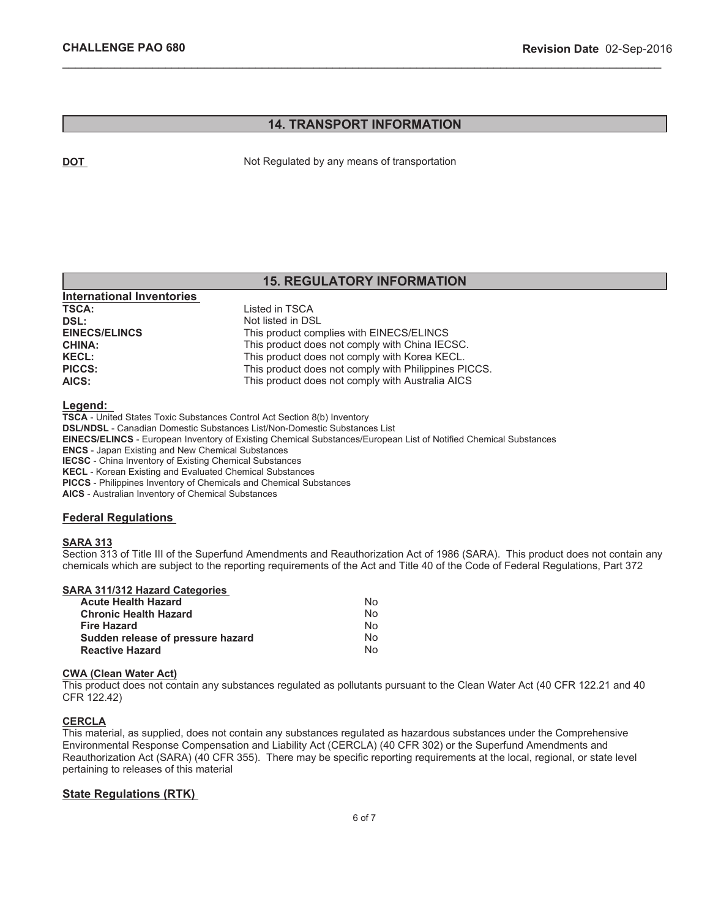## 14. TRANSPORT INFORMATION

**DOT** Not Regulated by any means of transportation

## 15. REGULATORY INFORMATION

### International Inventories

| | |
|---|---|
| **TSCA:** | Listed in TSCA |
| **DSL:** | Not listed in DSL |
| **EINECS/ELINCS** | This product complies with EINECS/ELINCS |
| **CHINA:** | This product does not comply with China IECSC. |
| **KECL:** | This product does not comply with Korea KECL. |
| **PICCS:** | This product does not comply with Philippines PICCS. |
| **AICS:** | This product does not comply with Australia AICS |

**Legend:**

**TSCA** - United States Toxic Substances Control Act Section 8(b) Inventory
**DSL/NDSL** - Canadian Domestic Substances List/Non-Domestic Substances List
**EINECS/ELINCS** - European Inventory of Existing Chemical Substances/European List of Notified Chemical Substances
**ENCS** - Japan Existing and New Chemical Substances
**IECSC** - China Inventory of Existing Chemical Substances
**KECL** - Korean Existing and Evaluated Chemical Substances
**PICCS** - Philippines Inventory of Chemicals and Chemical Substances
**AICS** - Australian Inventory of Chemical Substances

### Federal Regulations

**SARA 313**

Section 313 of Title III of the Superfund Amendments and Reauthorization Act of 1986 (SARA). This product does not contain any chemicals which are subject to the reporting requirements of the Act and Title 40 of the Code of Federal Regulations, Part 372

**SARA 311/312 Hazard Categories**

| | |
|---|---|
| **Acute Health Hazard** | No |
| **Chronic Health Hazard** | No |
| **Fire Hazard** | No |
| **Sudden release of pressure hazard** | No |
| **Reactive Hazard** | No |

**CWA (Clean Water Act)**

This product does not contain any substances regulated as pollutants pursuant to the Clean Water Act (40 CFR 122.21 and 40 CFR 122.42)

**CERCLA**

This material, as supplied, does not contain any substances regulated as hazardous substances under the Comprehensive Environmental Response Compensation and Liability Act (CERCLA) (40 CFR 302) or the Superfund Amendments and Reauthorization Act (SARA) (40 CFR 355). There may be specific reporting requirements at the local, regional, or state level pertaining to releases of this material

### State Regulations (RTK)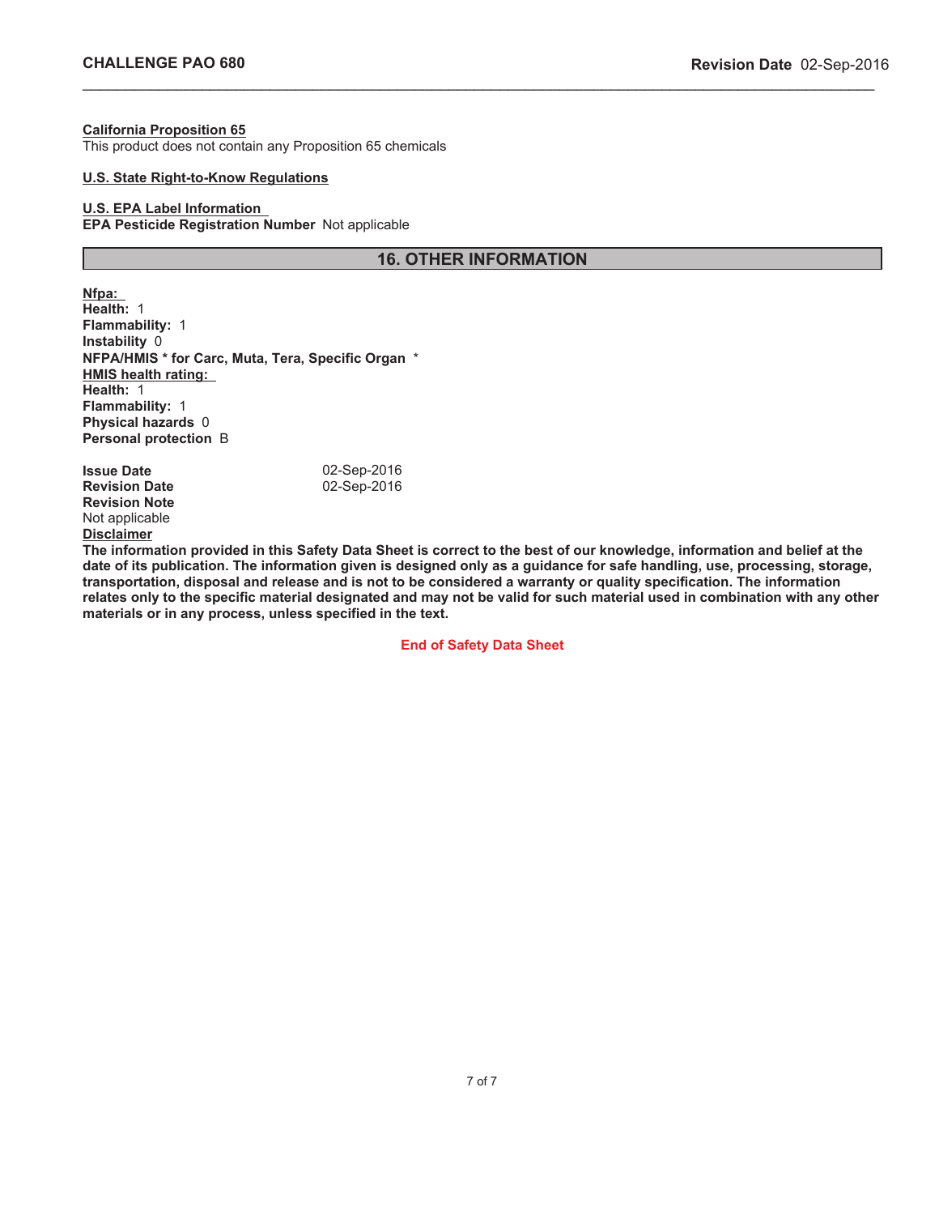**California Proposition 65**
This product does not contain any Proposition 65 chemicals

**U.S. State Right-to-Know Regulations**

**U.S. EPA Label Information**
**EPA Pesticide Registration Number** Not applicable

## 16. OTHER INFORMATION

**Nfpa:**
**Health:** 1
**Flammability:** 1
**Instability** 0
**NFPA/HMIS * for Carc, Muta, Tera, Specific Organ** *
**HMIS health rating:**
**Health:** 1
**Flammability:** 1
**Physical hazards** 0
**Personal protection** B

**Issue Date** 02-Sep-2016
**Revision Date** 02-Sep-2016
**Revision Note**
Not applicable
**Disclaimer**
**The information provided in this Safety Data Sheet is correct to the best of our knowledge, information and belief at the date of its publication. The information given is designed only as a guidance for safe handling, use, processing, storage, transportation, disposal and release and is not to be considered a warranty or quality specification. The information relates only to the specific material designated and may not be valid for such material used in combination with any other materials or in any process, unless specified in the text.**

**End of Safety Data Sheet**